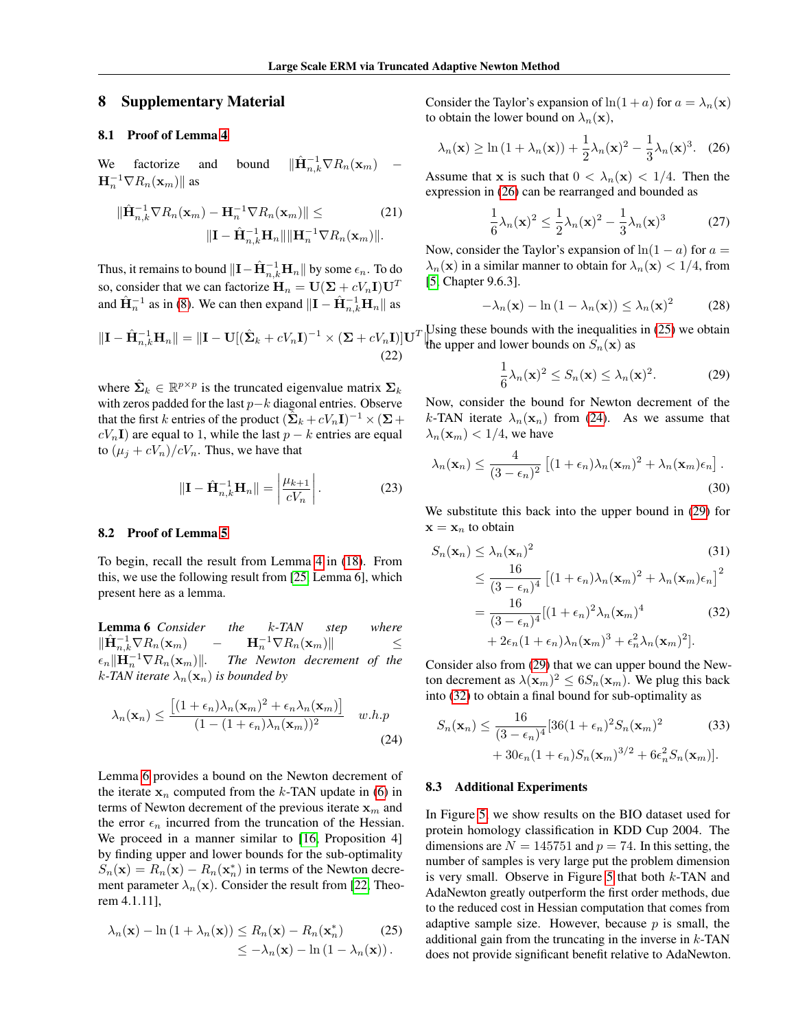## 8 Supplementary Material

### 8.1 Proof of Lemma 4

We factorize and bound $\|\hat{\mathbf{H}}_{n,k}^{-1}\nabla R_n(\mathbf{x}_m) - \mathbf{H}_n^{-1}\nabla R_n(\mathbf{x}_m)\|$ as

$$\|\hat{\mathbf{H}}_{n,k}^{-1}\nabla R_n(\mathbf{x}_m) - \mathbf{H}_n^{-1}\nabla R_n(\mathbf{x}_m)\| \leq \|\mathbf{I} - \hat{\mathbf{H}}_{n,k}^{-1}\mathbf{H}_n\|\|\mathbf{H}_n^{-1}\nabla R_n(\mathbf{x}_m)\|. \tag{21}$$

Thus, it remains to bound $\|\mathbf{I} - \hat{\mathbf{H}}_{n,k}^{-1}\mathbf{H}_n\|$ by some $\epsilon_n$. To do so, consider that we can factorize $\mathbf{H}_n = \mathbf{U}(\mathbf{\Sigma} + cV_n\mathbf{I})\mathbf{U}^T$ and $\hat{\mathbf{H}}_n^{-1}$ as in (8). We can then expand $\|\mathbf{I} - \hat{\mathbf{H}}_{n,k}^{-1}\mathbf{H}_n\|$ as

$$\|\mathbf{I} - \hat{\mathbf{H}}_{n,k}^{-1}\mathbf{H}_n\| = \|\mathbf{I} - \mathbf{U}[(\hat{\mathbf{\Sigma}}_k + cV_n\mathbf{I})^{-1} \times (\mathbf{\Sigma} + cV_n\mathbf{I})]\mathbf{U}^T\| \tag{22}$$

where $\hat{\mathbf{\Sigma}}_k \in \mathbb{R}^{p\times p}$ is the truncated eigenvalue matrix $\mathbf{\Sigma}_k$ with zeros padded for the last $p-k$ diagonal entries. Observe that the first $k$ entries of the product $(\hat{\mathbf{\Sigma}}_k + cV_n\mathbf{I})^{-1} \times (\mathbf{\Sigma} + cV_n\mathbf{I})$ are equal to 1, while the last $p-k$ entries are equal to $(\mu_j + cV_n)/cV_n$. Thus, we have that

$$\|\mathbf{I} - \hat{\mathbf{H}}_{n,k}^{-1}\mathbf{H}_n\| = \left|\frac{\mu_{k+1}}{cV_n}\right|. \tag{23}$$

### 8.2 Proof of Lemma 5

To begin, recall the result from Lemma 4 in (18). From this, we use the following result from [25, Lemma 6], which present here as a lemma.

**Lemma 6** *Consider the $k$-TAN step where $\|\hat{\mathbf{H}}_{n,k}^{-1}\nabla R_n(\mathbf{x}_m) - \mathbf{H}_n^{-1}\nabla R_n(\mathbf{x}_m)\| \leq \epsilon_n\|\mathbf{H}_n^{-1}\nabla R_n(\mathbf{x}_m)\|$. The Newton decrement of the $k$-TAN iterate $\lambda_n(\mathbf{x}_n)$ is bounded by*

$$\lambda_n(\mathbf{x}_n) \leq \frac{[(1+\epsilon_n)\lambda_n(\mathbf{x}_m)^2 + \epsilon_n\lambda_n(\mathbf{x}_m)]}{(1-(1+\epsilon_n)\lambda_n(\mathbf{x}_m))^2} \quad w.h.p \tag{24}$$

Lemma 6 provides a bound on the Newton decrement of the iterate $\mathbf{x}_n$ computed from the $k$-TAN update in (6) in terms of Newton decrement of the previous iterate $\mathbf{x}_m$ and the error $\epsilon_n$ incurred from the truncation of the Hessian. We proceed in a manner similar to [16, Proposition 4] by finding upper and lower bounds for the sub-optimality $S_n(\mathbf{x}) = R_n(\mathbf{x}) - R_n(\mathbf{x}_n^*)$ in terms of the Newton decrement parameter $\lambda_n(\mathbf{x})$. Consider the result from [22, Theorem 4.1.11],

$$\lambda_n(\mathbf{x}) - \ln(1+\lambda_n(\mathbf{x})) \leq R_n(\mathbf{x}) - R_n(\mathbf{x}_n^*) \leq -\lambda_n(\mathbf{x}) - \ln(1-\lambda_n(\mathbf{x})). \tag{25}$$

Consider the Taylor's expansion of $\ln(1+a)$ for $a = \lambda_n(\mathbf{x})$ to obtain the lower bound on $\lambda_n(\mathbf{x})$,

$$\lambda_n(\mathbf{x}) \geq \ln(1+\lambda_n(\mathbf{x})) + \frac{1}{2}\lambda_n(\mathbf{x})^2 - \frac{1}{3}\lambda_n(\mathbf{x})^3. \tag{26}$$

Assume that $\mathbf{x}$ is such that $0 < \lambda_n(\mathbf{x}) < 1/4$. Then the expression in (26) can be rearranged and bounded as

$$\frac{1}{6}\lambda_n(\mathbf{x})^2 \leq \frac{1}{2}\lambda_n(\mathbf{x})^2 - \frac{1}{3}\lambda_n(\mathbf{x})^3 \tag{27}$$

Now, consider the Taylor's expansion of $\ln(1-a)$ for $a = \lambda_n(\mathbf{x})$ in a similar manner to obtain for $\lambda_n(\mathbf{x}) < 1/4$, from [5, Chapter 9.6.3].

$$-\lambda_n(\mathbf{x}) - \ln(1-\lambda_n(\mathbf{x})) \leq \lambda_n(\mathbf{x})^2 \tag{28}$$

Using these bounds with the inequalities in (25) we obtain the upper and lower bounds on $S_n(\mathbf{x})$ as

$$\frac{1}{6}\lambda_n(\mathbf{x})^2 \leq S_n(\mathbf{x}) \leq \lambda_n(\mathbf{x})^2. \tag{29}$$

Now, consider the bound for Newton decrement of the $k$-TAN iterate $\lambda_n(\mathbf{x}_n)$ from (24). As we assume that $\lambda_n(\mathbf{x}_m) < 1/4$, we have

$$\lambda_n(\mathbf{x}_n) \leq \frac{4}{(3-\epsilon_n)^2}\left[(1+\epsilon_n)\lambda_n(\mathbf{x}_m)^2 + \lambda_n(\mathbf{x}_m)\epsilon_n\right]. \tag{30}$$

We substitute this back into the upper bound in (29) for $\mathbf{x} = \mathbf{x}_n$ to obtain

$$\begin{aligned} S_n(\mathbf{x}_n) &\leq \lambda_n(\mathbf{x}_n)^2 \quad (31)\\ &\leq \frac{16}{(3-\epsilon_n)^4}\left[(1+\epsilon_n)\lambda_n(\mathbf{x}_m)^2 + \lambda_n(\mathbf{x}_m)\epsilon_n\right]^2 \\ &= \frac{16}{(3-\epsilon_n)^4}[(1+\epsilon_n)^2\lambda_n(\mathbf{x}_m)^4 \quad (32)\\ &\quad + 2\epsilon_n(1+\epsilon_n)\lambda_n(\mathbf{x}_m)^3 + \epsilon_n^2\lambda_n(\mathbf{x}_m)^2]. \end{aligned}$$

Consider also from (29) that we can upper bound the Newton decrement as $\lambda(\mathbf{x}_m)^2 \leq 6S_n(\mathbf{x}_m)$. We plug this back into (32) to obtain a final bound for sub-optimality as

$$\begin{aligned} S_n(\mathbf{x}_n) \leq \frac{16}{(3-\epsilon_n)^4}[&36(1+\epsilon_n)^2 S_n(\mathbf{x}_m)^2 \\ &+ 30\epsilon_n(1+\epsilon_n)S_n(\mathbf{x}_m)^{3/2} + 6\epsilon_n^2 S_n(\mathbf{x}_m)]. \end{aligned} \tag{33}$$

### 8.3 Additional Experiments

In Figure 5, we show results on the BIO dataset used for protein homology classification in KDD Cup 2004. The dimensions are $N = 145751$ and $p = 74$. In this setting, the number of samples is very large put the problem dimension is very small. Observe in Figure 5 that both $k$-TAN and AdaNewton greatly outperform the first order methods, due to the reduced cost in Hessian computation that comes from adaptive sample size. However, because $p$ is small, the additional gain from the truncating in the inverse in $k$-TAN does not provide significant benefit relative to AdaNewton.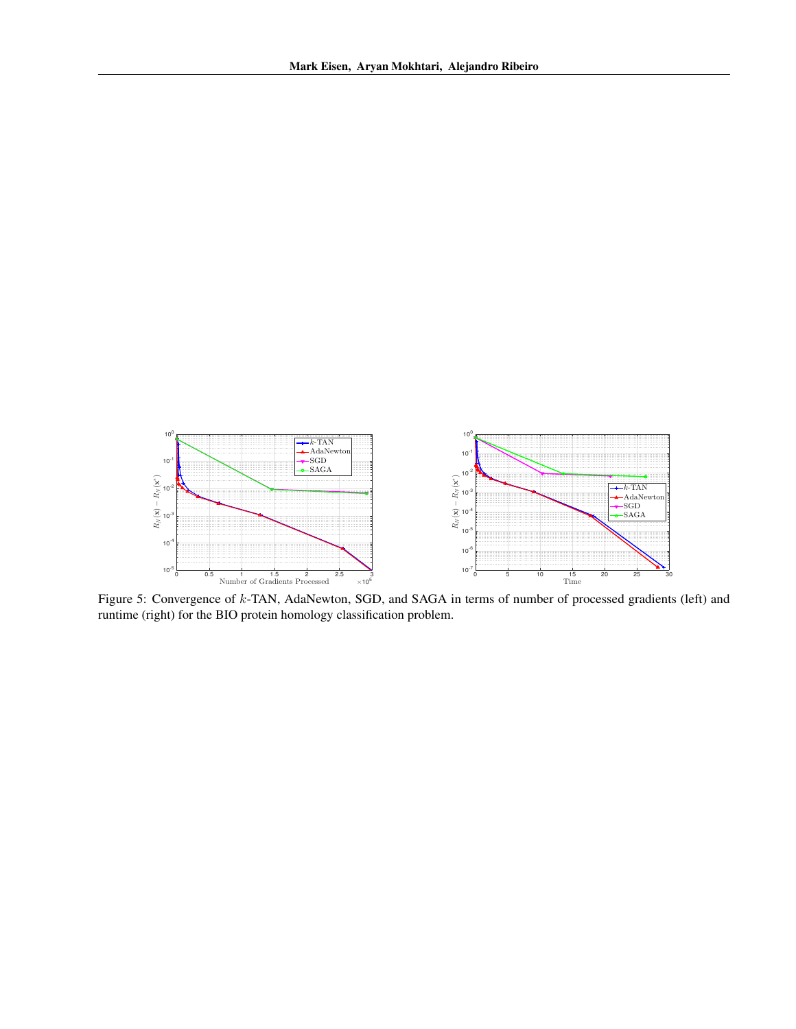$10^0$
$10^{-1}$
$10^{-2}$
$10^{-3}$
$10^{-4}$
$10^{-5}$
$R_N(\mathbf{x}) - R_N(\mathbf{x}^*)$
0
0.5
1
1.5
2
2.5
3
Number of Gradients Processed
$\times 10^5$
$k$-TAN
AdaNewton
SGD
SAGA

$10^0$
$10^{-1}$
$10^{-2}$
$10^{-3}$
$10^{-4}$
$10^{-5}$
$10^{-6}$
$10^{-7}$
$R_N(\mathbf{x}) - R_N(\mathbf{x}^*)$
0
5
10
15
20
25
30
Time
$k$-TAN
AdaNewton
SGD
SAGA

Figure 5: Convergence of $k$-TAN, AdaNewton, SGD, and SAGA in terms of number of processed gradients (left) and runtime (right) for the BIO protein homology classification problem.